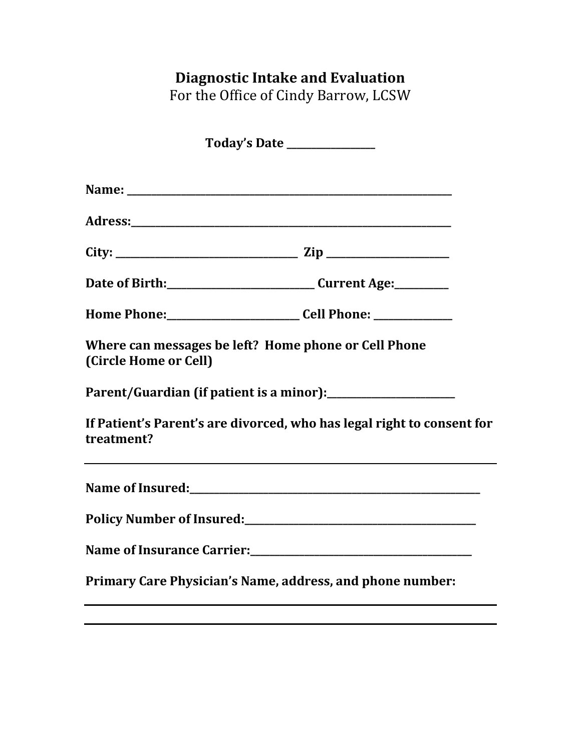# Diagnostic Intake and Evaluation

For the Office of Cindy Barrow, LCSW

**Today's Date \_\_\_\_\_\_\_\_\_\_\_\_\_\_\_\_\_\_**

**Name: \_\_\_\_\_\_\_\_\_\_\_\_\_\_\_\_\_\_\_\_\_\_\_\_\_\_\_\_\_\_\_\_\_\_\_\_\_\_\_\_\_\_\_\_\_\_\_\_\_\_\_\_\_\_\_\_\_\_\_\_\_\_\_\_**

**Adress:\_\_\_\_\_\_\_\_\_\_\_\_\_\_\_\_\_\_\_\_\_\_\_\_\_\_\_\_\_\_\_\_\_\_\_\_\_\_\_\_\_\_\_\_\_\_\_\_\_\_\_\_\_\_\_\_\_\_\_\_\_\_\_\_**

**City: \_\_\_\_\_\_\_\_\_\_\_\_\_\_\_\_\_\_\_\_\_\_\_\_\_\_\_\_\_\_\_\_\_\_\_\_\_ Zip \_\_\_\_\_\_\_\_\_\_\_\_\_\_\_\_\_\_\_\_\_\_\_\_\_\_**

**Date of Birth:\_\_\_\_\_\_\_\_\_\_\_\_\_\_\_\_\_\_\_\_\_\_\_\_\_\_\_\_\_\_\_ Current Age:\_\_\_\_\_\_\_\_\_\_\_**

**Home Phone:\_\_\_\_\_\_\_\_\_\_\_\_\_\_\_\_\_\_\_\_\_\_\_\_\_\_\_ Cell Phone: \_\_\_\_\_\_\_\_\_\_\_\_\_\_\_\_**

**Where can messages be left? Home phone or Cell Phone (Circle Home or Cell)**

**Parent/Guardian (if patient is a minor):\_\_\_\_\_\_\_\_\_\_\_\_\_\_\_\_\_\_\_\_\_\_\_\_\_\_**

**If Patient's Parent's are divorced, who has legal right to consent for treatment?**

\_\_\_\_\_\_\_\_\_\_\_\_\_\_\_\_\_\_\_\_\_\_\_\_\_\_\_\_\_\_\_\_\_\_\_\_\_\_\_\_\_\_\_\_\_\_\_\_\_\_\_\_\_\_\_\_\_\_\_\_\_\_\_\_\_\_\_\_\_\_\_\_\_\_\_\_\_\_

**Name of Insured:\_\_\_\_\_\_\_\_\_\_\_\_\_\_\_\_\_\_\_\_\_\_\_\_\_\_\_\_\_\_\_\_\_\_\_\_\_\_\_\_\_\_\_\_\_\_\_\_\_\_\_\_\_\_\_\_\_\_\_\_**

**Policy Number of Insured:\_\_\_\_\_\_\_\_\_\_\_\_\_\_\_\_\_\_\_\_\_\_\_\_\_\_\_\_\_\_\_\_\_\_\_\_\_\_\_\_\_\_\_\_\_\_\_\_**

**Name of Insurance Carrier:\_\_\_\_\_\_\_\_\_\_\_\_\_\_\_\_\_\_\_\_\_\_\_\_\_\_\_\_\_\_\_\_\_\_\_\_\_\_\_\_\_\_\_\_\_\_\_**

**Primary Care Physician's Name, address, and phone number:**

\_\_\_\_\_\_\_\_\_\_\_\_\_\_\_\_\_\_\_\_\_\_\_\_\_\_\_\_\_\_\_\_\_\_\_\_\_\_\_\_\_\_\_\_\_\_\_\_\_\_\_\_\_\_\_\_\_\_\_\_\_\_\_\_\_\_\_\_\_\_\_\_\_\_\_\_\_\_

\_\_\_\_\_\_\_\_\_\_\_\_\_\_\_\_\_\_\_\_\_\_\_\_\_\_\_\_\_\_\_\_\_\_\_\_\_\_\_\_\_\_\_\_\_\_\_\_\_\_\_\_\_\_\_\_\_\_\_\_\_\_\_\_\_\_\_\_\_\_\_\_\_\_\_\_\_\_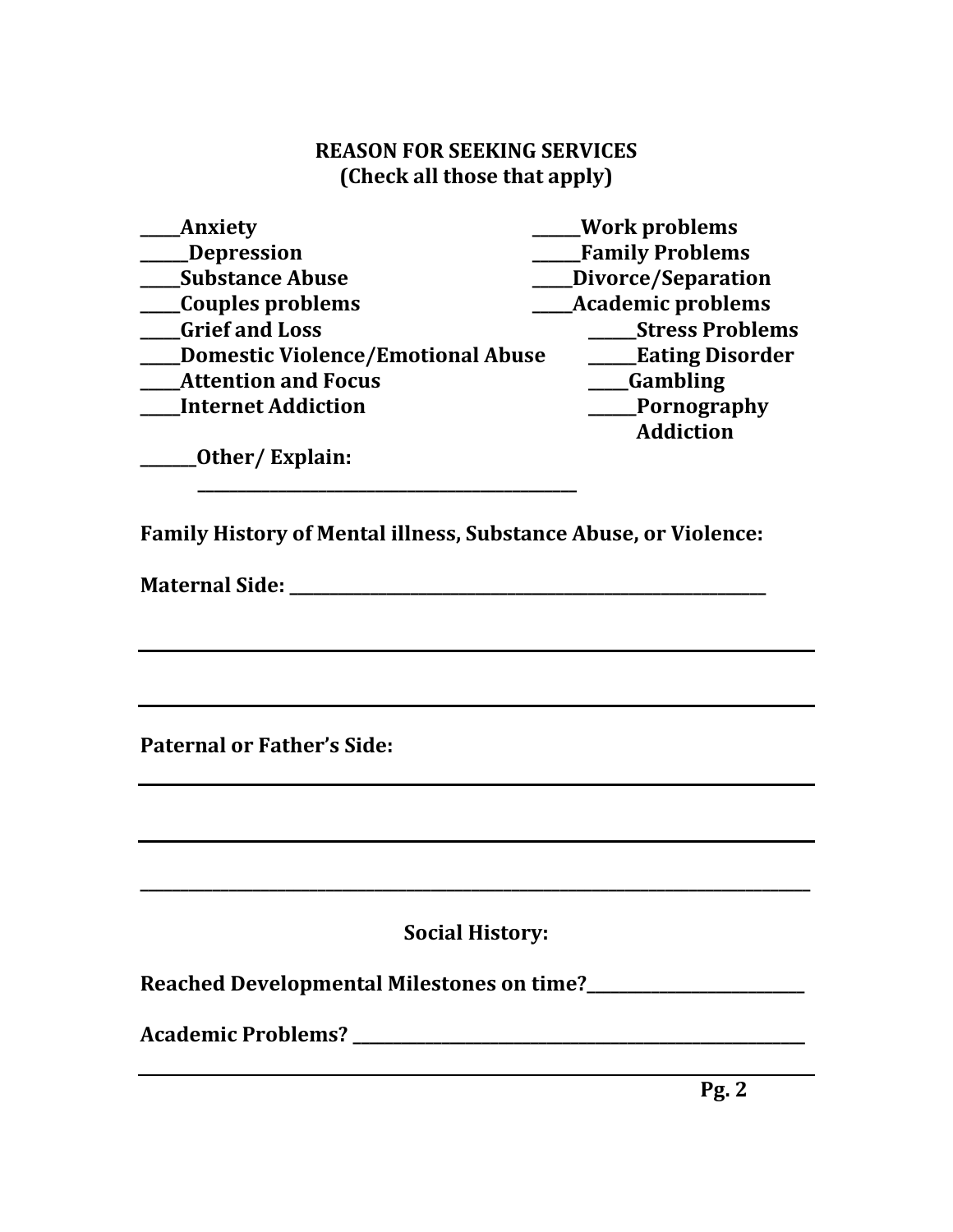**REASON FOR SEEKING SERVICES**
**(Check all those that apply)**

_____**Anxiety**
______**Depression**
_____**Substance Abuse**
_____**Couples problems**
_____**Grief and Loss**
_____**Domestic Violence/Emotional Abuse**
_____**Attention and Focus**
_____**Internet Addiction**
______**Work problems**
______**Family Problems**
_____**Divorce/Separation**
_____**Academic problems**
______**Stress Problems**
______**Eating Disorder**
_____**Gambling**
______**Pornography Addiction**

_______**Other/ Explain:** ____________________________________________

**Family History of Mental illness, Substance Abuse, or Violence:**

**Maternal Side:** ____________________________________________________________

______________________________________________________________________________

______________________________________________________________________________

**Paternal or Father's Side:**

______________________________________________________________________________

______________________________________________________________________________

______________________________________________________________________________

**Social History:**

**Reached Developmental Milestones on time?**__________________________

**Academic Problems?** ______________________________________________________

______________________________________________________________________________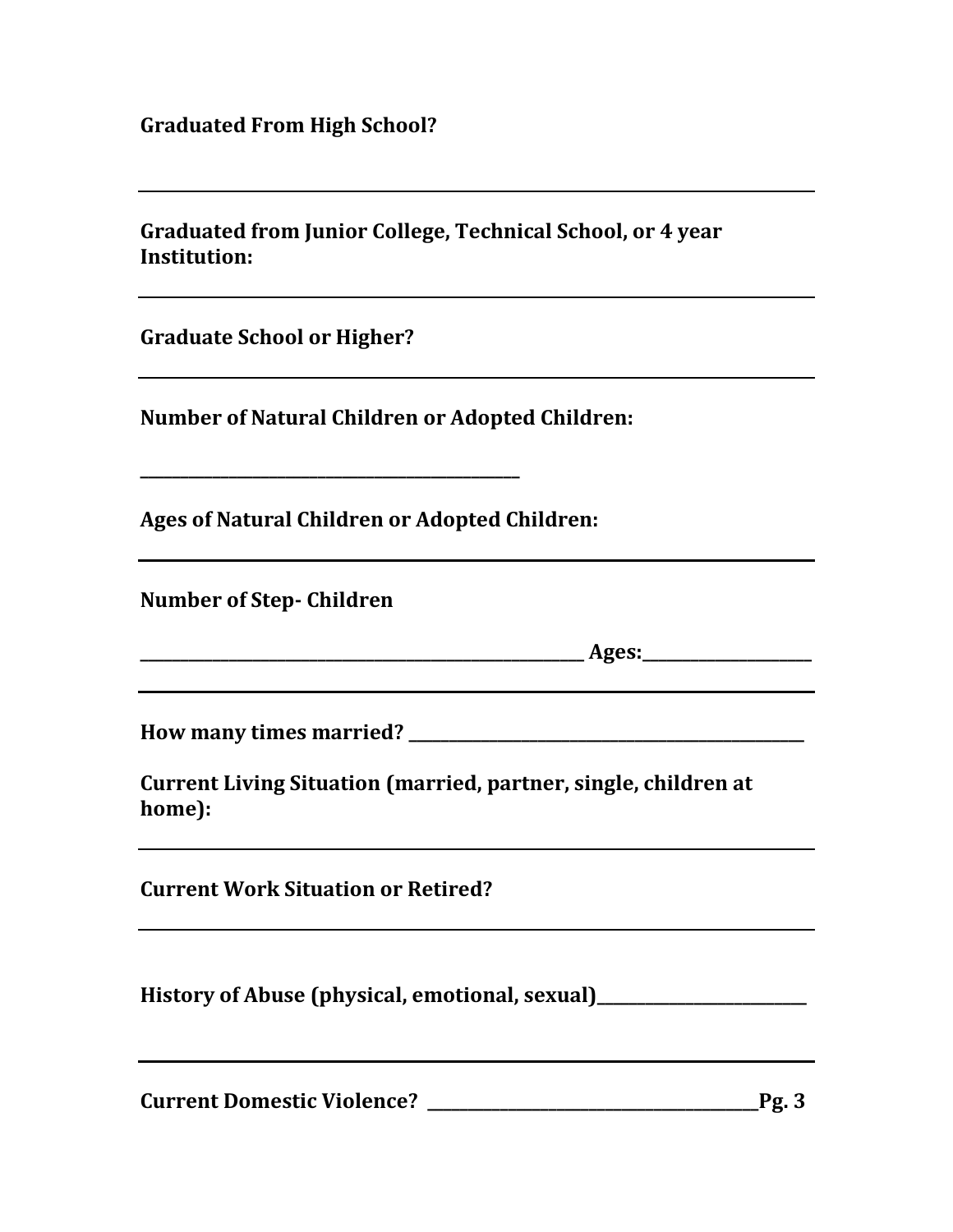**Graduated From High School?**

---

**Graduated from Junior College, Technical School, or 4 year Institution:**

---

**Graduate School or Higher?**

---

**Number of Natural Children or Adopted Children:**

_______________________________________

**Ages of Natural Children or Adopted Children:**

---

**Number of Step- Children**

____________________________________________ **Ages:**________________

---

**How many times married?** ________________________________________

**Current Living Situation (married, partner, single, children at home):**

---

**Current Work Situation or Retired?**

---

**History of Abuse (physical, emotional, sexual)**_____________________

---

**Current Domestic Violence?** __________________________________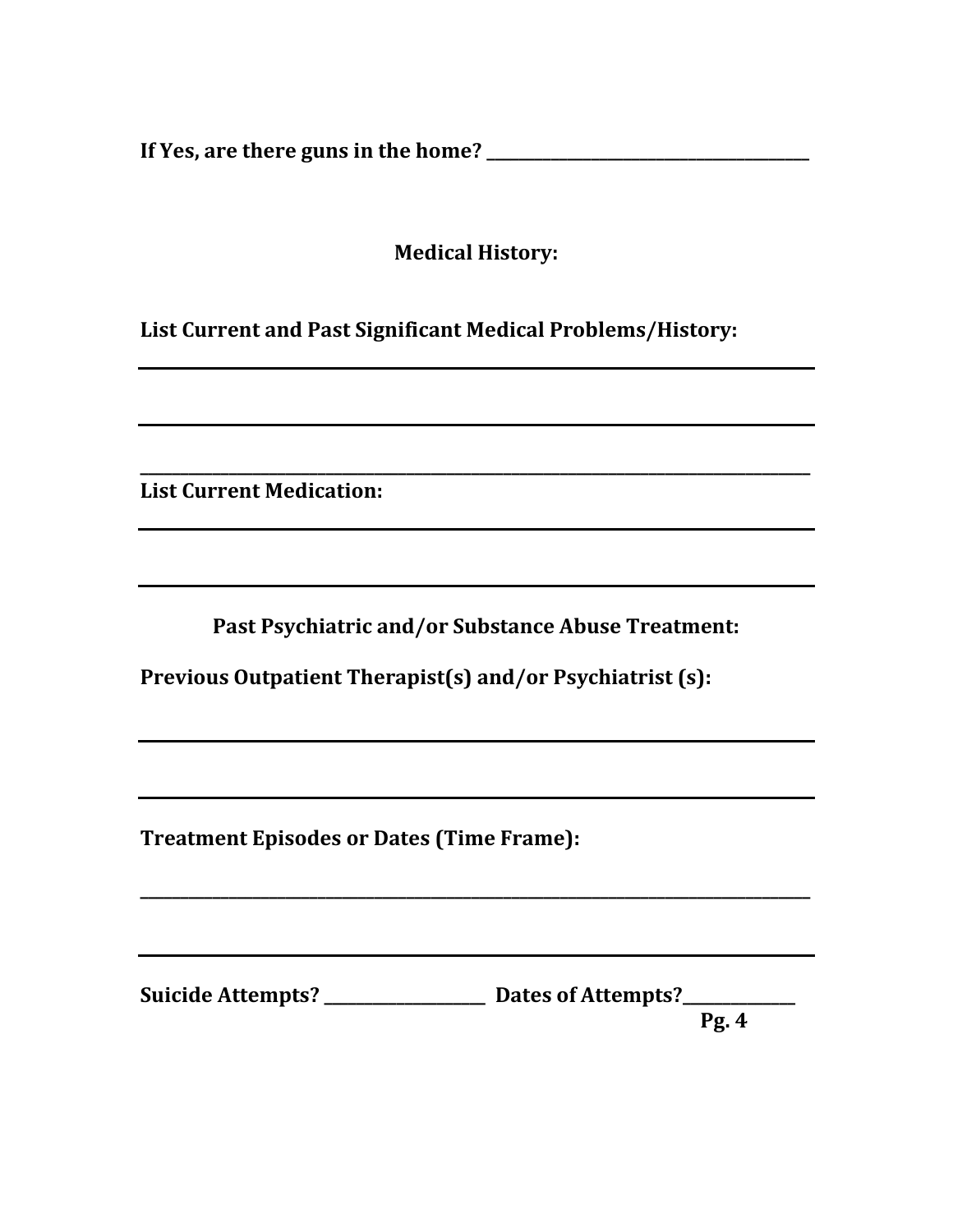**If Yes, are there guns in the home?** ______________________________

## Medical History:

**List Current and Past Significant Medical Problems/History:**

______________________________________________________________________

______________________________________________________________________

______________________________________________________________________

**List Current Medication:**

______________________________________________________________________

______________________________________________________________________

## Past Psychiatric and/or Substance Abuse Treatment:

**Previous Outpatient Therapist(s) and/or Psychiatrist (s):**

______________________________________________________________________

______________________________________________________________________

**Treatment Episodes or Dates (Time Frame):**

______________________________________________________________________

______________________________________________________________________

**Suicide Attempts?** ________________ **Dates of Attempts?**____________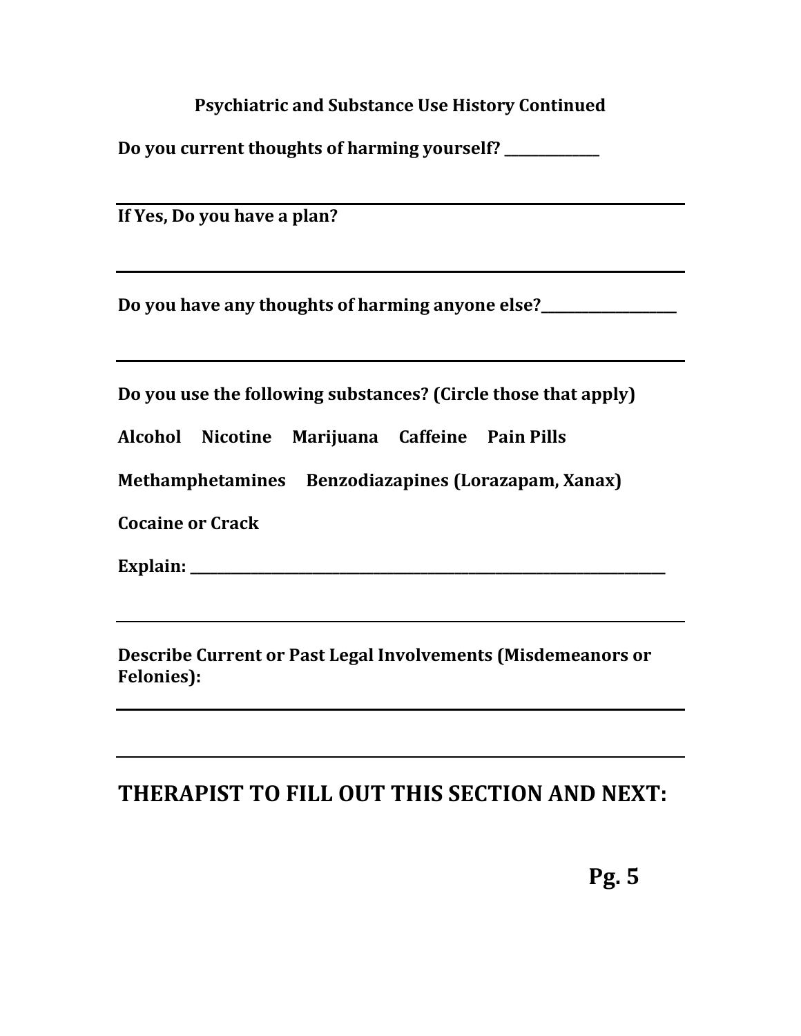## Psychiatric and Substance Use History Continued

**Do you current thoughts of harming yourself? ______________**

---

**If Yes, Do you have a plan?**

---

**Do you have any thoughts of harming anyone else?____________________**

---

**Do you use the following substances? (Circle those that apply)**

**Alcohol   Nicotine   Marijuana   Caffeine   Pain Pills**

**Methamphetamines   Benzodiazapines (Lorazapam, Xanax)**

**Cocaine or Crack**

**Explain: ______________________________________________________________________**

---

**Describe Current or Past Legal Involvements (Misdemeanors or Felonies):**

---

---

# THERAPIST TO FILL OUT THIS SECTION AND NEXT: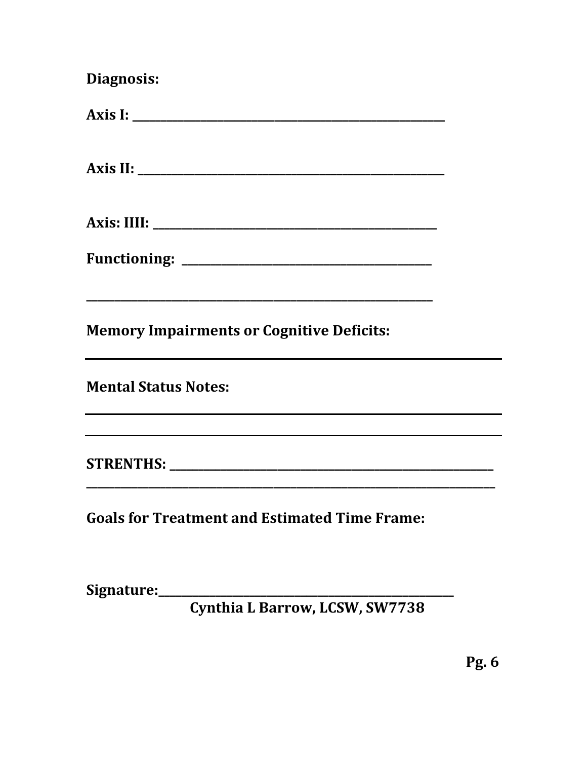**Diagnosis:**

**Axis I:** ___________________________________________________

**Axis II:** __________________________________________________

**Axis: IIII:** _______________________________________________

**Functioning:** ______________________________________________

_______________________________________________________________

**Memory Impairments or Cognitive Deficits:**

_______________________________________________________________

**Mental Status Notes:**

_______________________________________________________________

_______________________________________________________________

**STRENTHS:** _________________________________________________

_______________________________________________________________

**Goals for Treatment and Estimated Time Frame:**

**Signature:**_________________________________________________

**Cynthia L Barrow, LCSW, SW7738**